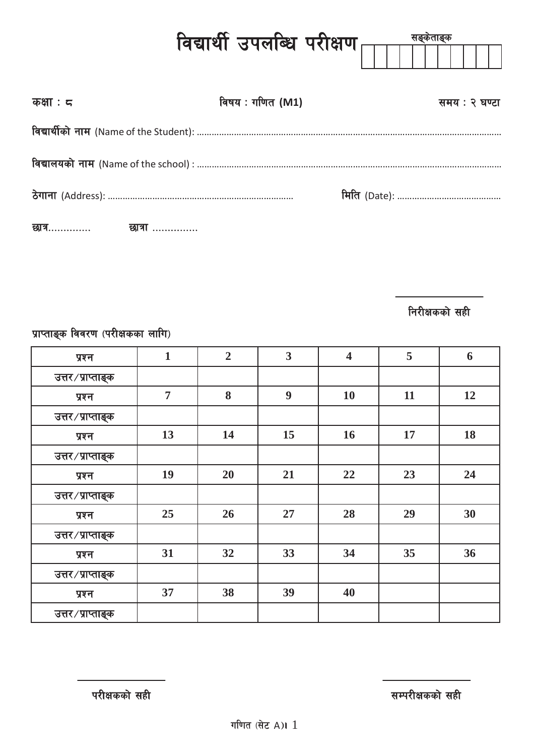# विद्यार्थी उपलब्धि परीक्षण

सङ्केताङ्क

| | | | | | | | | | | |
|---|---|---|---|---|---|---|---|---|---|---|
| | | | | | | | | | | |

**कक्षा : ८** **विषय : गणित (M1)** **समय : २ घण्टा**

**विद्यार्थीको नाम** (Name of the Student): ..........................................................................................................................

**विद्यालयको नाम** (Name of the school) : ..........................................................................................................................

**ठेगाना** (Address): ..........................................................................   **मिति** (Date): ..........................................

**छात्र**.............   **छात्रा** ...............

निरीक्षकको सही

प्राप्ताङ्क विवरण (परीक्षकका लागि)

| प्रश्न | 1 | 2 | 3 | 4 | 5 | 6 |
|---|---|---|---|---|---|---|
| उत्तर/प्राप्ताङ्क | | | | | | |
| प्रश्न | 7 | 8 | 9 | 10 | 11 | 12 |
| उत्तर/प्राप्ताङ्क | | | | | | |
| प्रश्न | 13 | 14 | 15 | 16 | 17 | 18 |
| उत्तर/प्राप्ताङ्क | | | | | | |
| प्रश्न | 19 | 20 | 21 | 22 | 23 | 24 |
| उत्तर/प्राप्ताङ्क | | | | | | |
| प्रश्न | 25 | 26 | 27 | 28 | 29 | 30 |
| उत्तर/प्राप्ताङ्क | | | | | | |
| प्रश्न | 31 | 32 | 33 | 34 | 35 | 36 |
| उत्तर/प्राप्ताङ्क | | | | | | |
| प्रश्न | 37 | 38 | 39 | 40 | | |
| उत्तर/प्राप्ताङ्क | | | | | | |

परीक्षकको सही   सम्परीक्षकको सही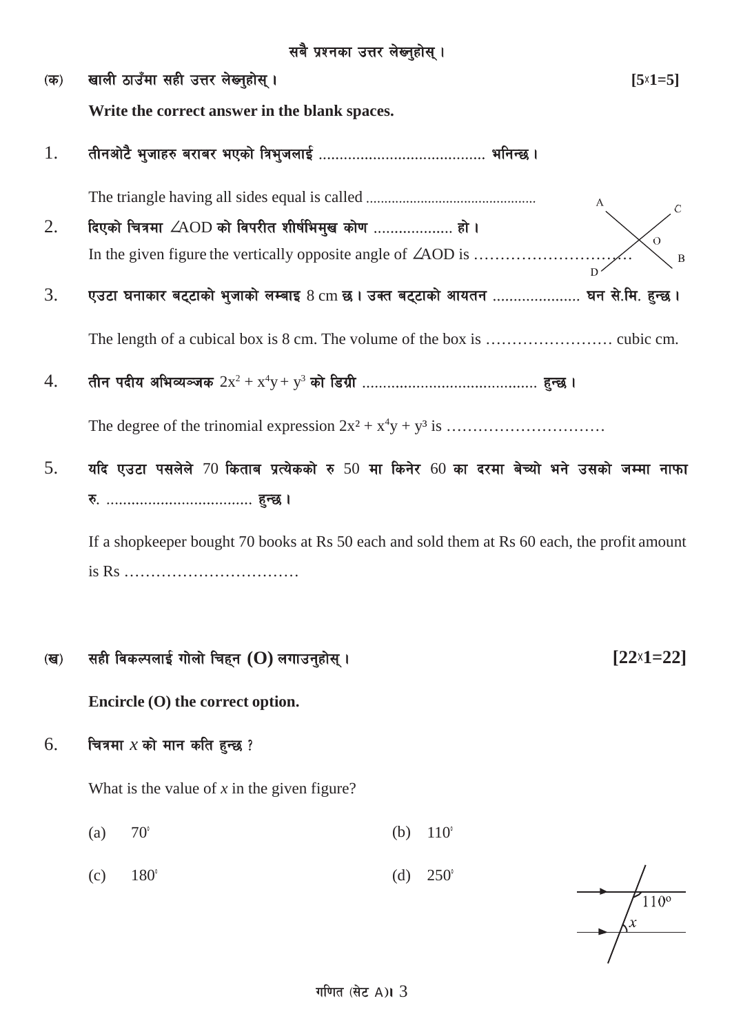सबै प्रश्नका उत्तर लेख्नुहोस् ।

**(क) खाली ठाउँमा सही उत्तर लेख्नुहोस् ।** **[5x1=5]**

**Write the correct answer in the blank spaces.**

1. तीनओटै भुजाहरु बराबर भएको त्रिभुजलाई ......................................... भनिन्छ ।

   The triangle having all sides equal is called ...............................................

2. दिएको चित्रमा $\angle AOD$ को विपरीत शीर्षभिमुख कोण ................... हो ।

   In the given figure the vertically opposite angle of $\angle AOD$ is …………………………

3. एउटा घनाकार बट्टाको भुजाको लम्बाइ 8 cm छ । उक्त बट्टाको आयतन ..................... घन से.मि. हुन्छ ।

   The length of a cubical box is 8 cm. The volume of the box is …………………… cubic cm.

4. तीन पदीय अभिव्यञ्जक $2x^2 + x^4y + y^3$ को डिग्री .......................................... हुन्छ ।

   The degree of the trinomial expression $2x^2 + x^4y + y^3$ is …………………………

5. यदि एउटा पसलेले 70 किताब प्रत्येकको रु 50 मा किनेर 60 का दरमा बेच्यो भने उसको जम्मा नाफा रु. ................................... हुन्छ ।

   If a shopkeeper bought 70 books at Rs 50 each and sold them at Rs 60 each, the profit amount is Rs ……………………………

**(ख) सही विकल्पलाई गोलो चिह्न (O) लगाउनुहोस् ।** **[22x1=22]**

**Encircle (O) the correct option.**

6. चित्रमा $x$ को मान कति हुन्छ ?

   What is the value of $x$ in the given figure?

   (a) $70^\circ$ (b) $110^\circ$

   (c) $180^\circ$ (d) $250^\circ$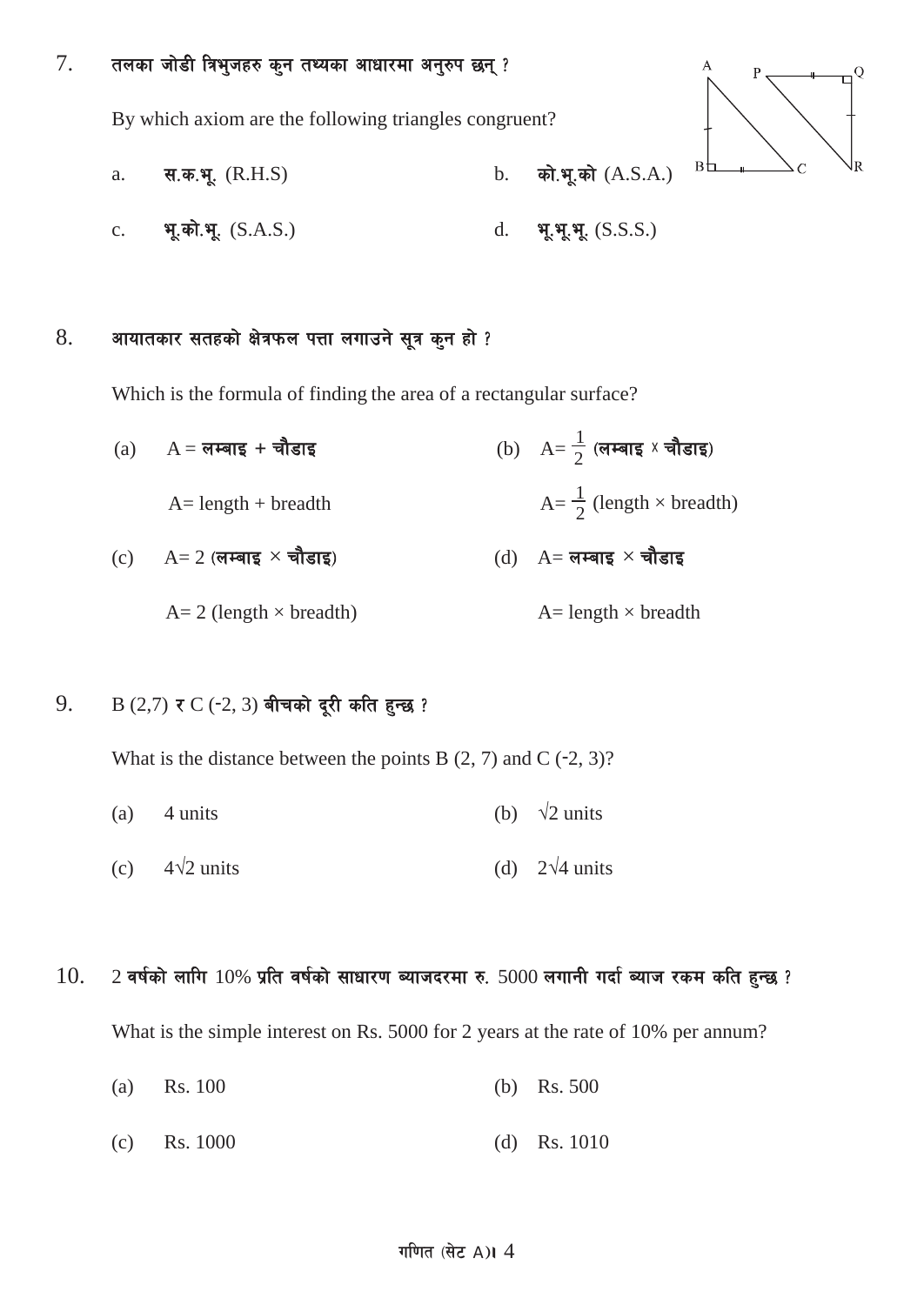7. तलका जोडी त्रिभुजहरु कुन तथ्यका आधारमा अनुरुप छन् ?

By which axiom are the following triangles congruent?

a. स.क.भू. (R.H.S)

b. को.भू.को (A.S.A.)

c. भू.को.भू. (S.A.S.)

d. भू.भू.भू. (S.S.S.)

8. आयातकार सतहको क्षेत्रफल पत्ता लगाउने सूत्र कुन हो ?

Which is the formula of finding the area of a rectangular surface?

(a) A = लम्बाइ + चौडाइ

A= length + breadth

(b) $A = \frac{1}{2}$ (लम्बाइ × चौडाइ)

$A = \frac{1}{2}$ (length × breadth)

(c) A= 2 (लम्बाइ × चौडाइ)

A= 2 (length × breadth)

(d) A= लम्बाइ × चौडाइ

A= length × breadth

9. B (2,7) र C (-2, 3) बीचको दूरी कति हुन्छ ?

What is the distance between the points B (2, 7) and C (-2, 3)?

(a) 4 units

(b) $\sqrt{2}$ units

(c) $4\sqrt{2}$ units

(d) $2\sqrt{4}$ units

10. 2 वर्षको लागि 10% प्रति वर्षको साधारण ब्याजदरमा रु. 5000 लगानी गर्दा ब्याज रकम कति हुन्छ ?

What is the simple interest on Rs. 5000 for 2 years at the rate of 10% per annum?

(a) Rs. 100

(b) Rs. 500

(c) Rs. 1000

(d) Rs. 1010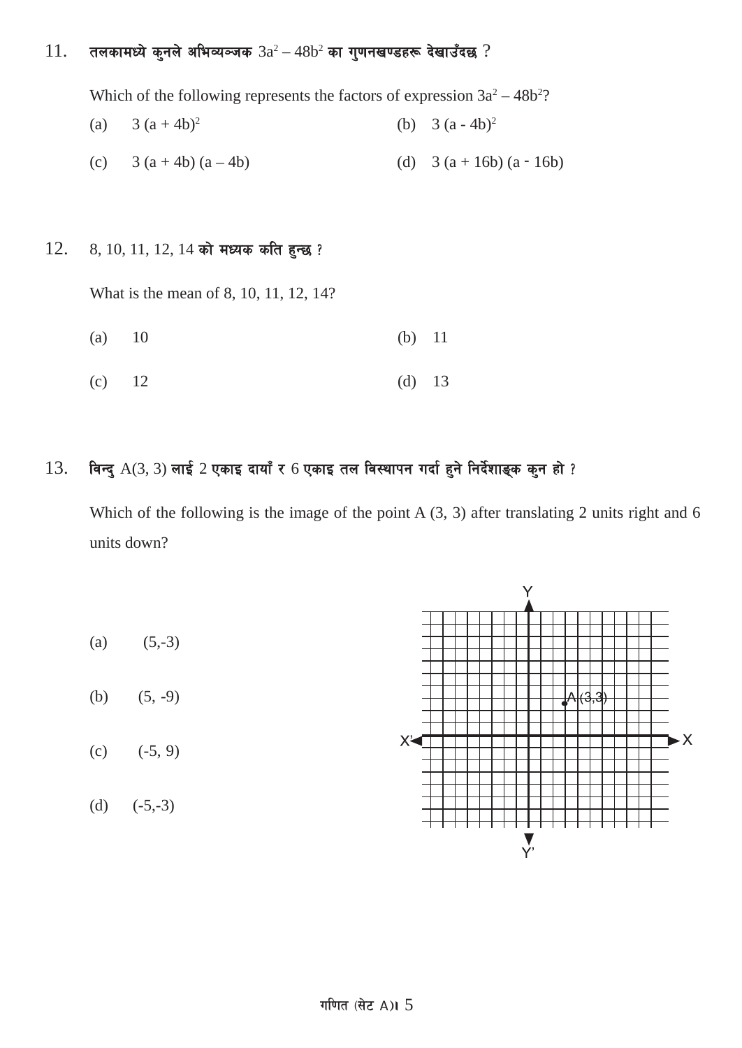11. तलकामध्ये कुनले अभिव्यञ्जक $3a^2 - 48b^2$ का गुणनखण्डहरू देखाउँदछ ?

Which of the following represents the factors of expression $3a^2 - 48b^2$?

(a) $3(a + 4b)^2$ (b) $3(a - 4b)^2$

(c) $3(a + 4b)(a - 4b)$ (d) $3(a + 16b)(a - 16b)$

12. 8, 10, 11, 12, 14 को मध्यक कति हुन्छ ?

What is the mean of 8, 10, 11, 12, 14?

(a) 10 (b) 11

(c) 12 (d) 13

13. विन्दु A(3, 3) लाई 2 एकाइ दायाँ र 6 एकाइ तल विस्थापन गर्दा हुने निर्देशाङ्क कुन हो ?

Which of the following is the image of the point A (3, 3) after translating 2 units right and 6 units down?

(a) (5,-3)

(b) (5, -9)

(c) (-5, 9)

(d) (-5,-3)

Y, A (3,3), X', X, Y'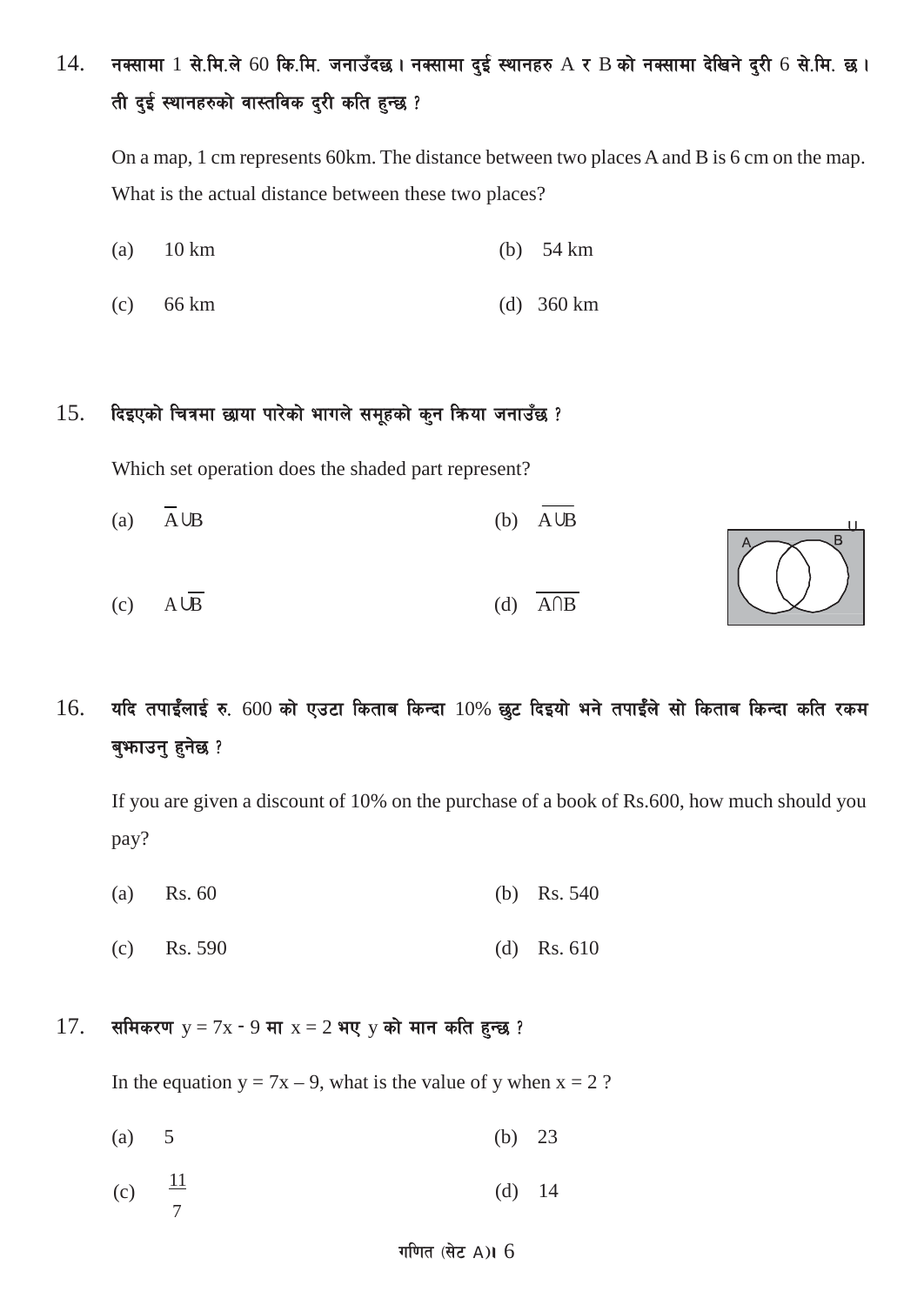14. नक्सामा 1 से.मि.ले 60 कि.मि. जनाउँदछ । नक्सामा दुई स्थानहरु A र B को नक्सामा देखिने दुरी 6 से.मि. छ । ती दुई स्थानहरुको वास्तविक दुरी कति हुन्छ ?

On a map, 1 cm represents 60km. The distance between two places A and B is 6 cm on the map. What is the actual distance between these two places?

(a) 10 km  
(b) 54 km  
(c) 66 km  
(d) 360 km

15. दिइएको चित्रमा छाया पारेको भागले समूहको कुन क्रिया जनाउँछ ?

Which set operation does the shaded part represent?

(a) $\overline{A} \cup B$  
(b) $\overline{A \cup B}$  
(c) $A \cup \overline{B}$  
(d) $\overline{A \cap B}$

16. यदि तपाईँलाई रु. 600 को एउटा किताब किन्दा 10% छुट दिइयो भने तपाईँले सो किताब किन्दा कति रकम बुझाउनु हुनेछ ?

If you are given a discount of 10% on the purchase of a book of Rs.600, how much should you pay?

(a) Rs. 60  
(b) Rs. 540  
(c) Rs. 590  
(d) Rs. 610

17. समिकरण $y = 7x - 9$ मा $x = 2$ भए y को मान कति हुन्छ ?

In the equation $y = 7x – 9$, what is the value of y when $x = 2$ ?

(a) 5  
(b) 23  
(c) $\frac{11}{7}$  
(d) 14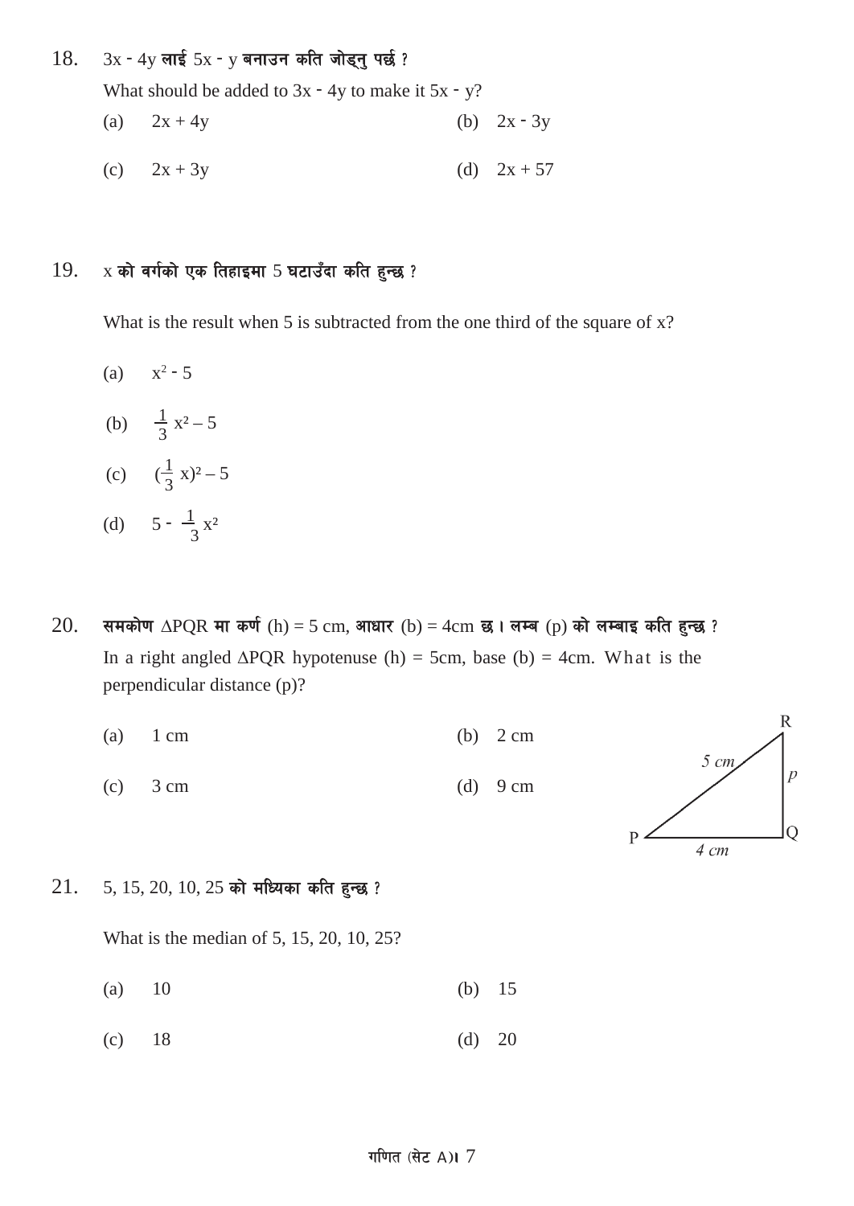18. $3x - 4y$ लाई $5x - y$ बनाउन कति जोड्नु पर्छ ?

What should be added to $3x - 4y$ to make it $5x - y$?

(a) $2x + 4y$  (b) $2x - 3y$

(c) $2x + 3y$  (d) $2x + 57$

19. x को वर्गको एक तिहाइमा 5 घटाउँदा कति हुन्छ ?

What is the result when 5 is subtracted from the one third of the square of x?

(a) $x^2 - 5$

(b) $\frac{1}{3}x^2 - 5$

(c) $(\frac{1}{3}x)^2 - 5$

(d) $5 - \frac{1}{3}x^2$

20. समकोण $\Delta PQR$ मा कर्ण (h) = 5 cm, आधार (b) = 4cm छ । लम्ब (p) को लम्बाइ कति हुन्छ ?

In a right angled $\Delta PQR$ hypotenuse (h) = 5cm, base (b) = 4cm. What is the perpendicular distance (p)?

(a) 1 cm  (b) 2 cm

(c) 3 cm  (d) 9 cm

21. 5, 15, 20, 10, 25 को मध्यिका कति हुन्छ ?

What is the median of 5, 15, 20, 10, 25?

(a) 10  (b) 15

(c) 18  (d) 20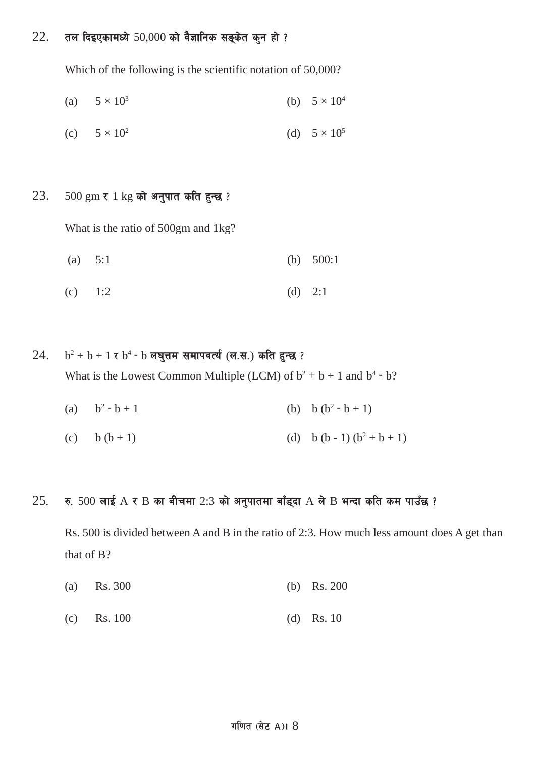22. तल दिइएकामध्ये 50,000 को वैज्ञानिक सङ्केत कुन हो ?

Which of the following is the scientific notation of 50,000?

(a) $5 \times 10^3$ (b) $5 \times 10^4$

(c) $5 \times 10^2$ (d) $5 \times 10^5$

23. 500 gm र 1 kg को अनुपात कति हुन्छ ?

What is the ratio of 500gm and 1kg?

(a) 5:1 (b) 500:1

(c) 1:2 (d) 2:1

24. $b^2 + b + 1$ र $b^4 - b$ लघुत्तम समापवर्त्य (ल.स.) कति हुन्छ ?

What is the Lowest Common Multiple (LCM) of $b^2 + b + 1$ and $b^4 - b$?

(a) $b^2 - b + 1$ (b) $b (b^2 - b + 1)$

(c) $b (b + 1)$ (d) $b (b - 1) (b^2 + b + 1)$

25. रु. 500 लाई A र B का बीचमा 2:3 को अनुपातमा बाँड्दा A ले B भन्दा कति कम पाउँछ ?

Rs. 500 is divided between A and B in the ratio of 2:3. How much less amount does A get than that of B?

(a) Rs. 300 (b) Rs. 200

(c) Rs. 100 (d) Rs. 10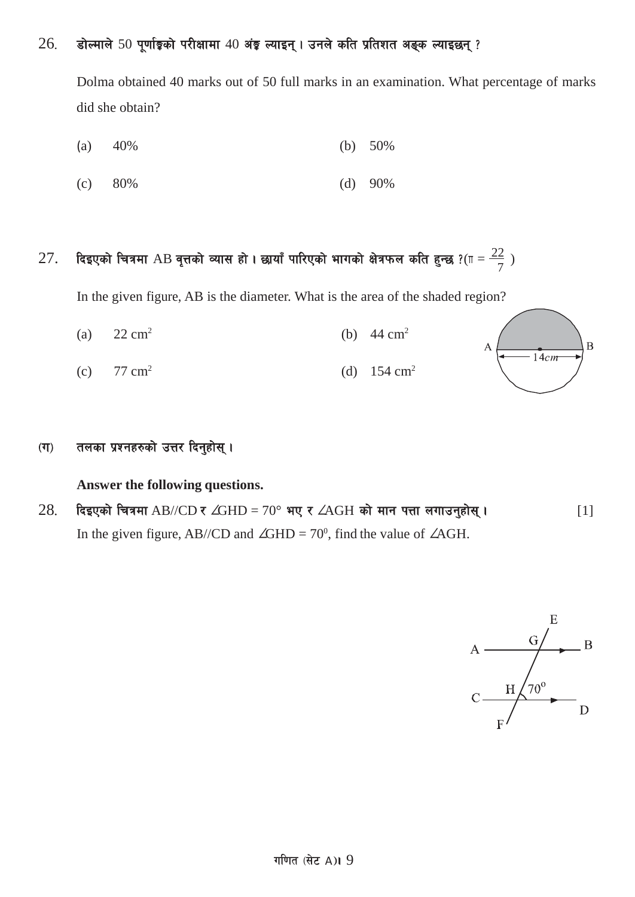26. डोल्माले 50 पूर्णाङ्कको परीक्षामा 40 अंङ्क ल्याइन् । उनले कति प्रतिशत अङ्क ल्याइछन् ?

Dolma obtained 40 marks out of 50 full marks in an examination. What percentage of marks did she obtain?

(a) 40% (b) 50%

(c) 80% (d) 90%

27. दिइएको चित्रमा AB वृत्तको व्यास हो । छायाँ पारिएको भागको क्षेत्रफल कति हुन्छ ?($\pi = \frac{22}{7}$ )

In the given figure, AB is the diameter. What is the area of the shaded region?

(a) 22 $cm^2$ (b) 44 $cm^2$

(c) 77 $cm^2$ (d) 154 $cm^2$

**(ग) तलका प्रश्नहरुको उत्तर दिनुहोस् ।**

**Answer the following questions.**

28. दिइएको चित्रमा AB//CD र $\angle GHD = 70°$ भए र $\angle AGH$ को मान पत्ता लगाउनुहोस् । [1]

In the given figure, AB//CD and $\angle GHD = 70^0$, find the value of $\angle AGH$.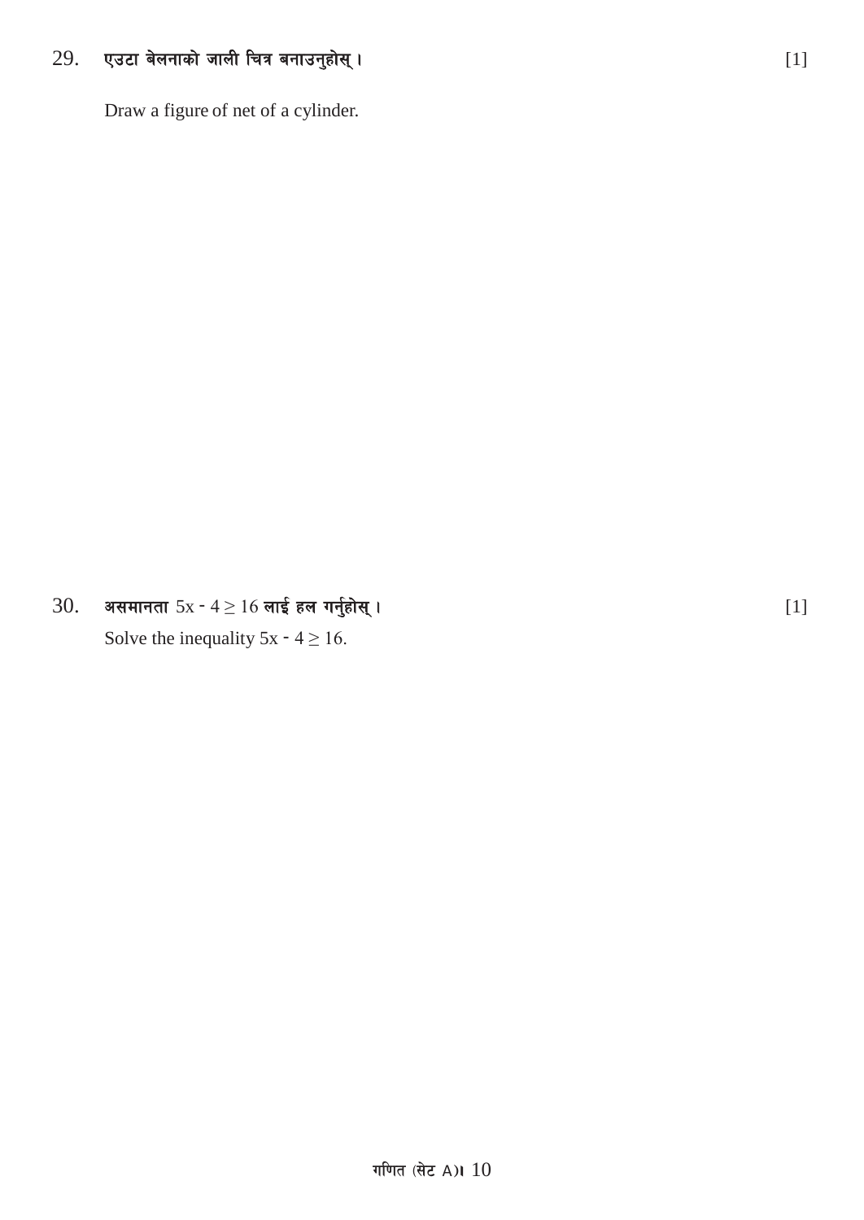29. **एउटा बेलनाको जाली चित्र बनाउनुहोस् ।** [1]

Draw a figure of net of a cylinder.

30. **असमानता** $5x - 4 \geq 16$ **लाई हल गर्नुहोस् ।** [1]

Solve the inequality $5x - 4 \geq 16$.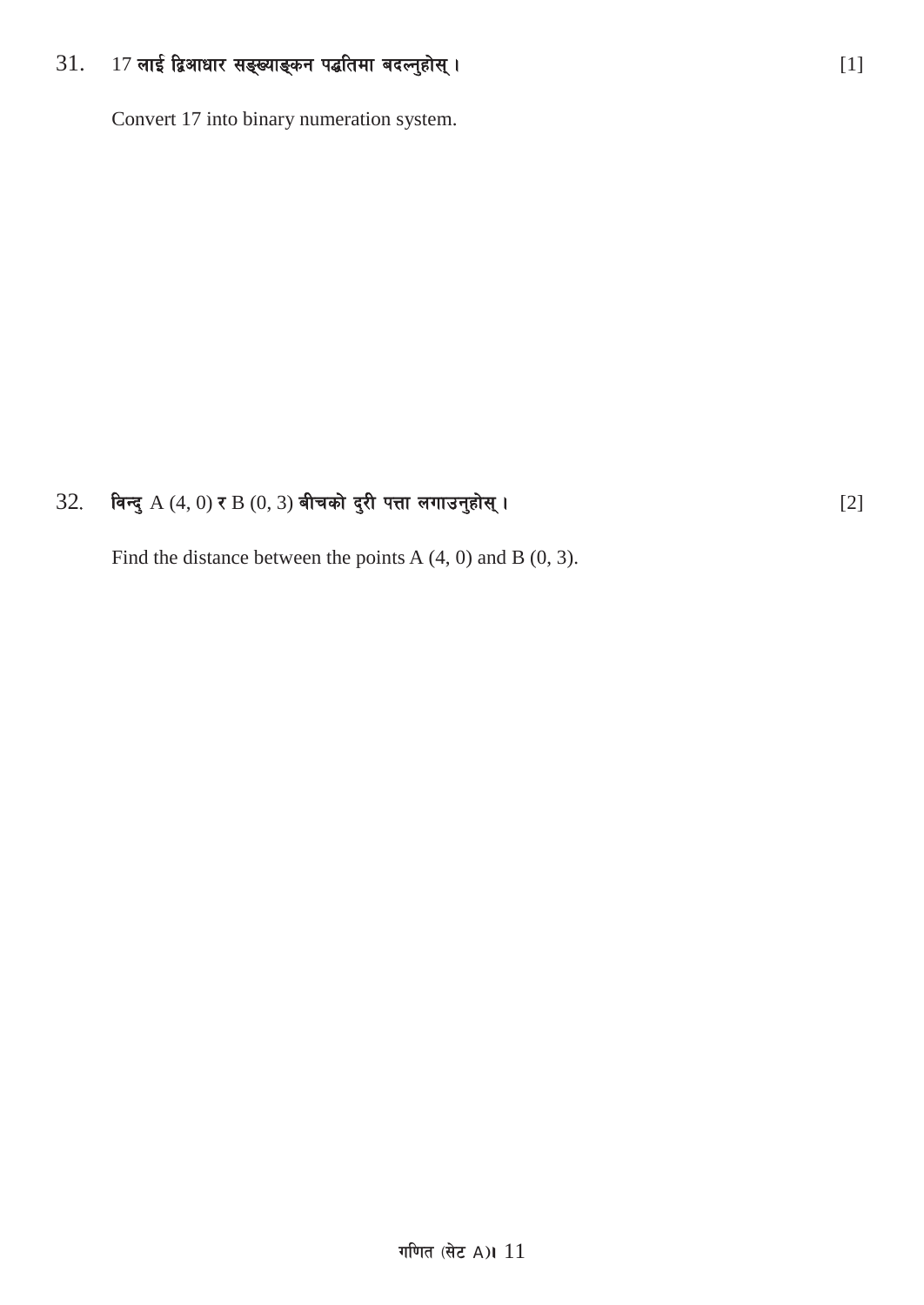31. 17 लाई द्विआधार सङ्ख्याङ्कन पद्धतिमा बदल्नुहोस् । [1]

Convert 17 into binary numeration system.

32. विन्दु A (4, 0) र B (0, 3) बीचको दुरी पत्ता लगाउनुहोस् । [2]

Find the distance between the points A (4, 0) and B (0, 3).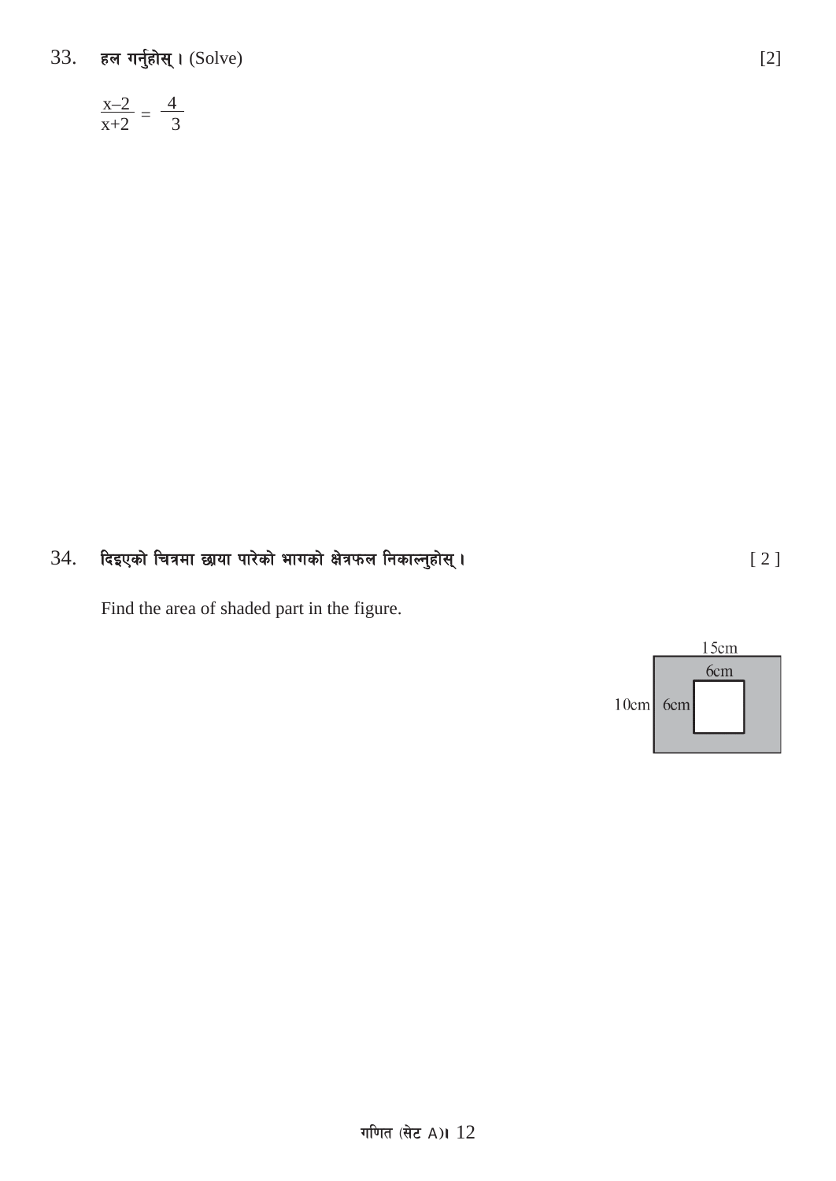33. हल गर्नुहोस् । (Solve) [2]

$$\frac{x-2}{x+2} = \frac{4}{3}$$

34. दिइएको चित्रमा छाया पारेको भागको क्षेत्रफल निकाल्नुहोस् । [ 2 ]

Find the area of shaded part in the figure.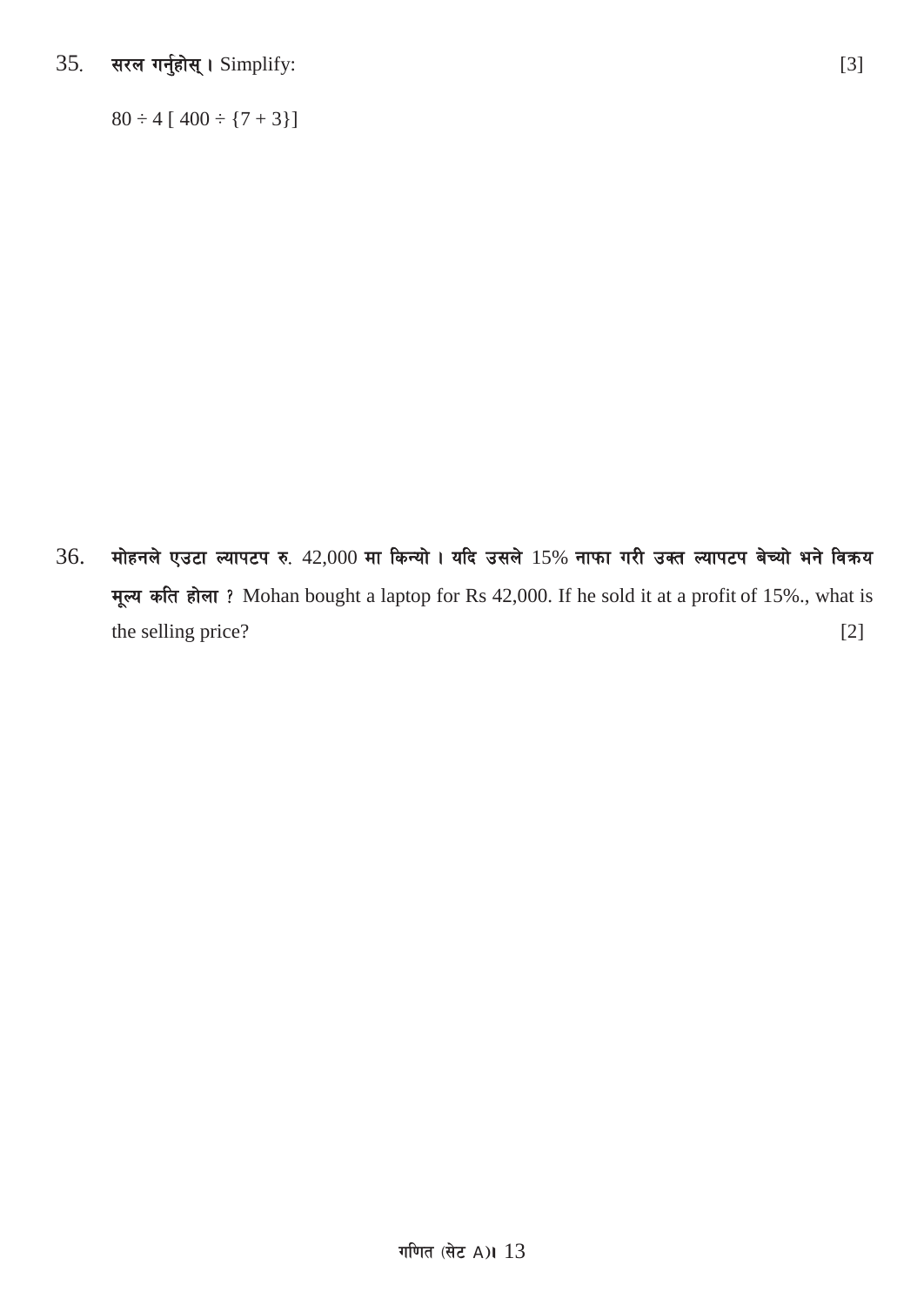35. **सरल गर्नुहोस् ।** Simplify: [3]

$80 \div 4 [ 400 \div \{7 + 3\}]$

36. **मोहनले एउटा ल्यापटप रु.** 42,000 **मा किन्यो । यदि उसले** 15% **नाफा गरी उक्त ल्यापटप बेच्यो भने विक्रय मूल्य कति होला ?** Mohan bought a laptop for Rs 42,000. If he sold it at a profit of 15%., what is the selling price? [2]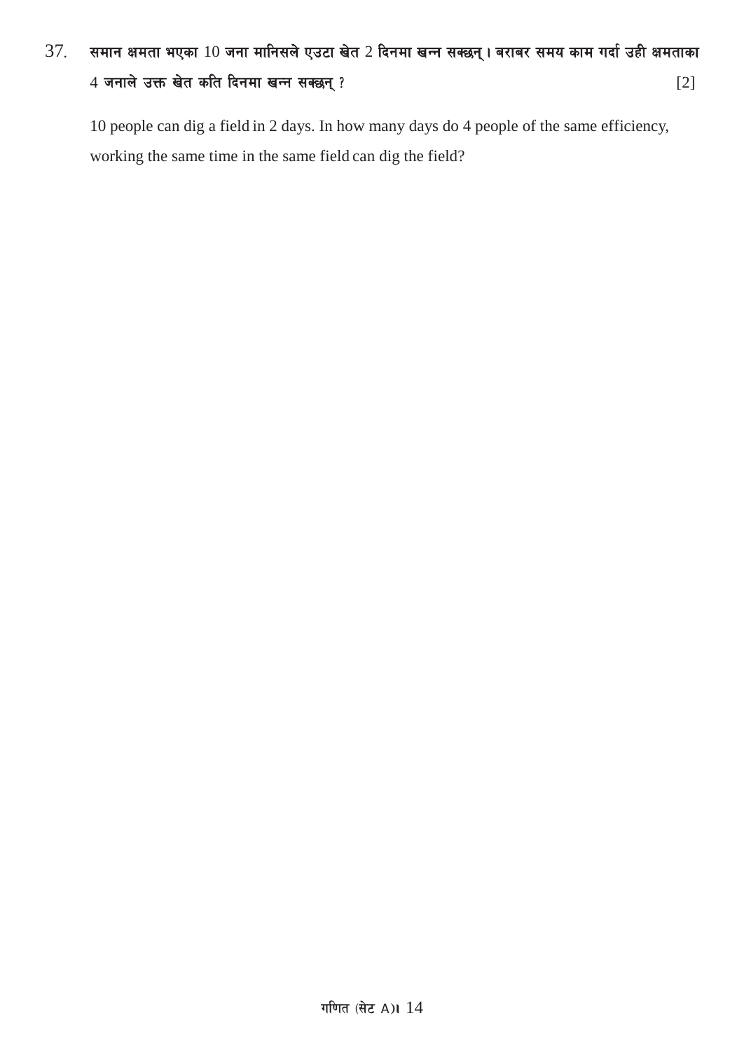37. **समान क्षमता भएका 10 जना मानिसले एउटा खेत 2 दिनमा खन्न सक्छन् । बराबर समय काम गर्दा उही क्षमताका 4 जनाले उक्त खेत कति दिनमा खन्न सक्छन् ?** [2]

10 people can dig a field in 2 days. In how many days do 4 people of the same efficiency, working the same time in the same field can dig the field?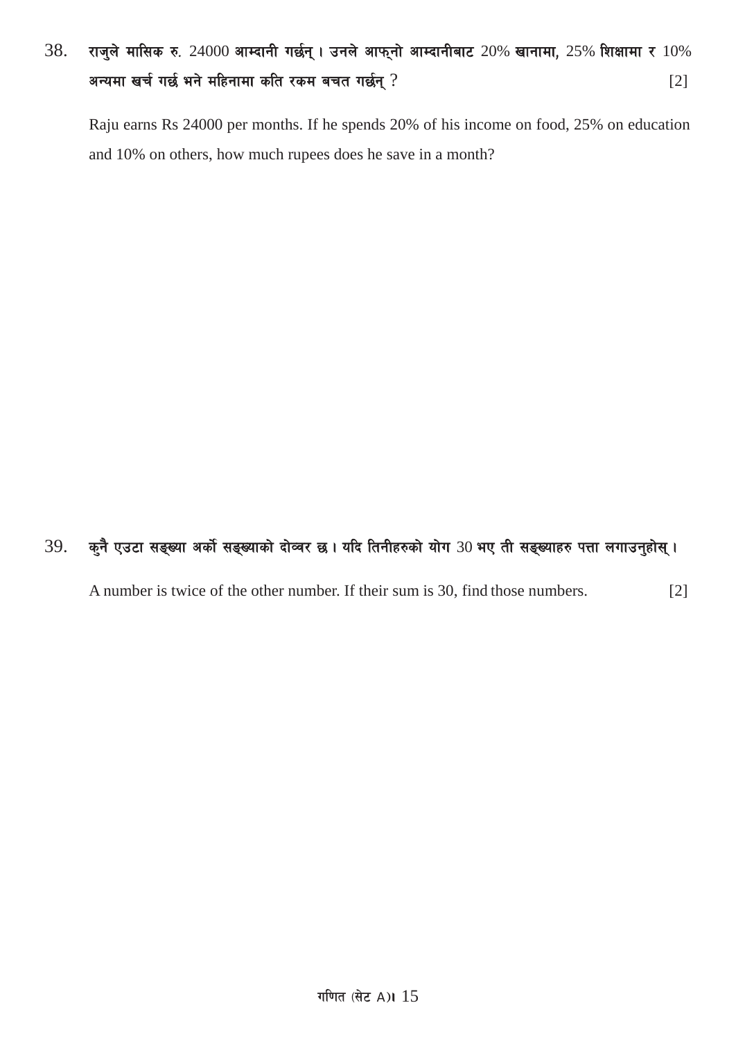38. राजुले मासिक रु. 24000 आम्दानी गर्छन् । उनले आफ्नो आम्दानीबाट 20% खानामा, 25% शिक्षामा र 10% अन्यमा खर्च गर्छ भने महिनामा कति रकम बचत गर्छन् ? [2]

Raju earns Rs 24000 per months. If he spends 20% of his income on food, 25% on education and 10% on others, how much rupees does he save in a month?

39. कुनै एउटा सङ्ख्या अर्को सङ्ख्याको दोव्बर छ । यदि तिनीहरुको योग 30 भए ती सङ्ख्याहरु पत्ता लगाउनुहोस् ।

A number is twice of the other number. If their sum is 30, find those numbers. [2]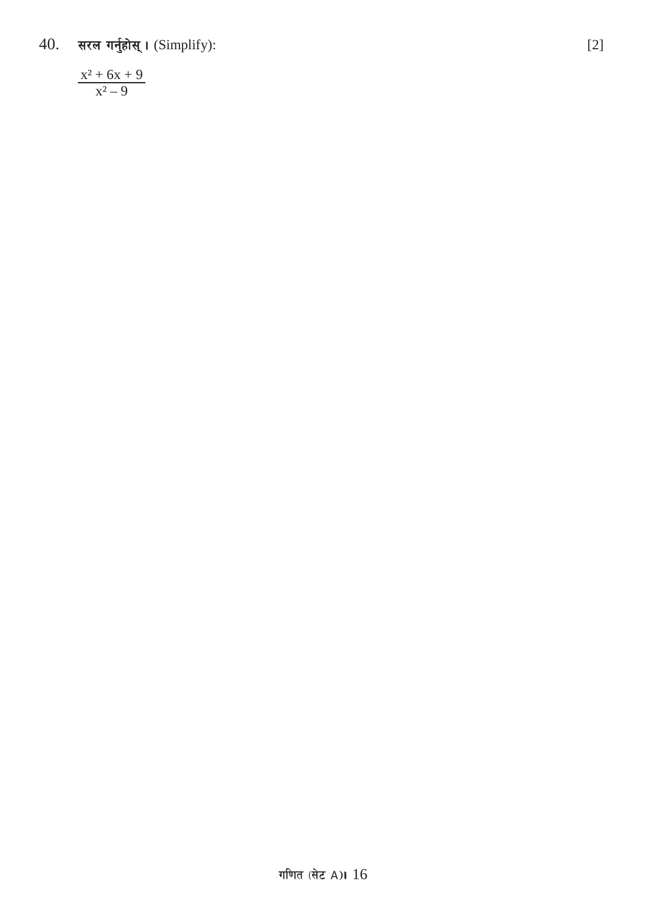40. **सरल गर्नुहोस् ।** (Simplify): [2]

$$\frac{x^2 + 6x + 9}{x^2 - 9}$$